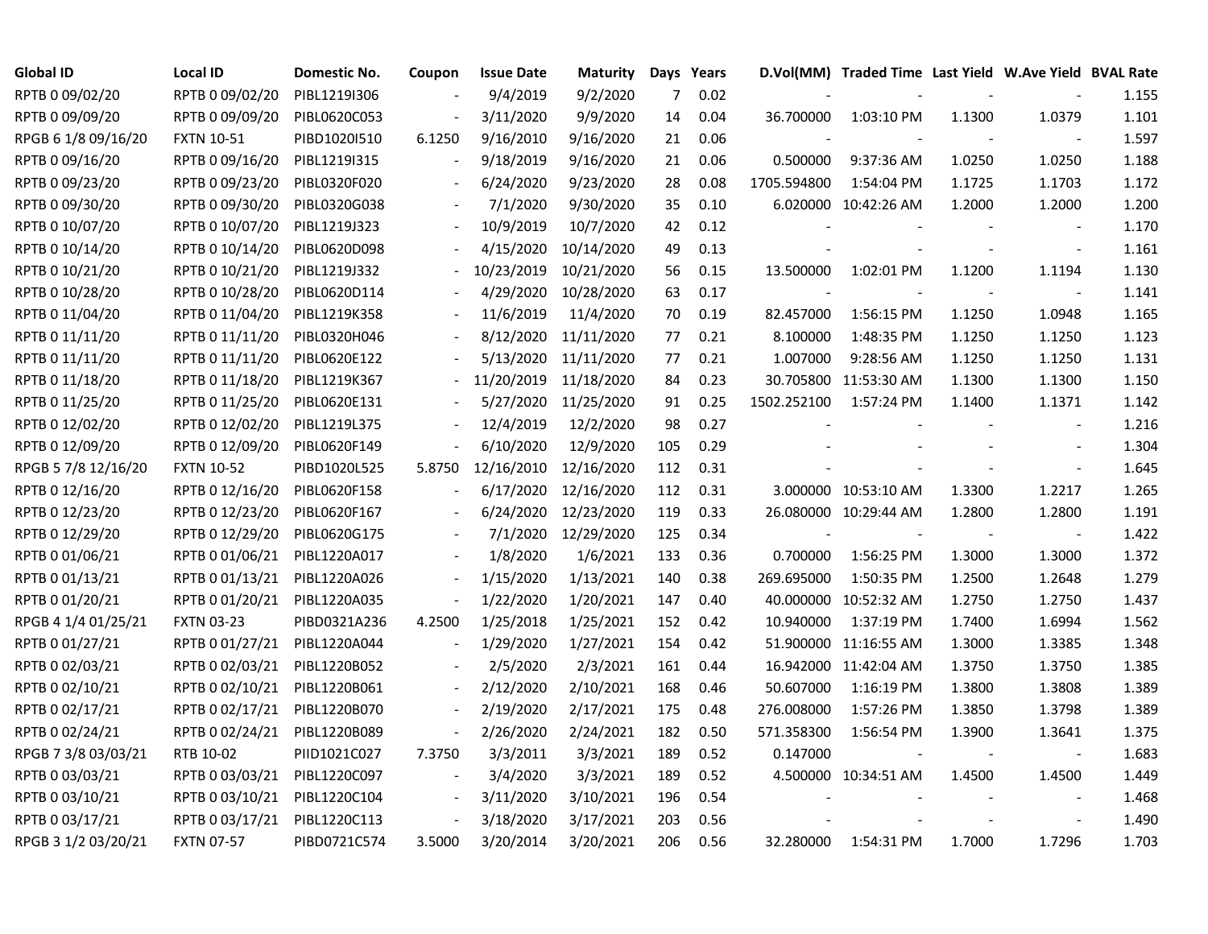| Global ID | Local ID | Domestic No. | Coupon | Issue Date | Maturity | Days | Years | D.Vol(MM) | Traded Time | Last Yield | W.Ave Yield | BVAL Rate |
|---|---|---|---|---|---|---|---|---|---|---|---|---|
| RPTB 0 09/02/20 | RPTB 0 09/02/20 | PIBL1219I306 | - | 9/4/2019 | 9/2/2020 | 7 | 0.02 | - | - | - | - | 1.155 |
| RPTB 0 09/09/20 | RPTB 0 09/09/20 | PIBL0620C053 | - | 3/11/2020 | 9/9/2020 | 14 | 0.04 | 36.700000 | 1:03:10 PM | 1.1300 | 1.0379 | 1.101 |
| RPGB 6 1/8 09/16/20 | FXTN 10-51 | PIBD1020I510 | 6.1250 | 9/16/2010 | 9/16/2020 | 21 | 0.06 | - | - | - | - | 1.597 |
| RPTB 0 09/16/20 | RPTB 0 09/16/20 | PIBL1219I315 | - | 9/18/2019 | 9/16/2020 | 21 | 0.06 | 0.500000 | 9:37:36 AM | 1.0250 | 1.0250 | 1.188 |
| RPTB 0 09/23/20 | RPTB 0 09/23/20 | PIBL0320F020 | - | 6/24/2020 | 9/23/2020 | 28 | 0.08 | 1705.594800 | 1:54:04 PM | 1.1725 | 1.1703 | 1.172 |
| RPTB 0 09/30/20 | RPTB 0 09/30/20 | PIBL0320G038 | - | 7/1/2020 | 9/30/2020 | 35 | 0.10 | 6.020000 | 10:42:26 AM | 1.2000 | 1.2000 | 1.200 |
| RPTB 0 10/07/20 | RPTB 0 10/07/20 | PIBL1219J323 | - | 10/9/2019 | 10/7/2020 | 42 | 0.12 | - | - | - | - | 1.170 |
| RPTB 0 10/14/20 | RPTB 0 10/14/20 | PIBL0620D098 | - | 4/15/2020 | 10/14/2020 | 49 | 0.13 | - | - | - | - | 1.161 |
| RPTB 0 10/21/20 | RPTB 0 10/21/20 | PIBL1219J332 | - | 10/23/2019 | 10/21/2020 | 56 | 0.15 | 13.500000 | 1:02:01 PM | 1.1200 | 1.1194 | 1.130 |
| RPTB 0 10/28/20 | RPTB 0 10/28/20 | PIBL0620D114 | - | 4/29/2020 | 10/28/2020 | 63 | 0.17 | - | - | - | - | 1.141 |
| RPTB 0 11/04/20 | RPTB 0 11/04/20 | PIBL1219K358 | - | 11/6/2019 | 11/4/2020 | 70 | 0.19 | 82.457000 | 1:56:15 PM | 1.1250 | 1.0948 | 1.165 |
| RPTB 0 11/11/20 | RPTB 0 11/11/20 | PIBL0320H046 | - | 8/12/2020 | 11/11/2020 | 77 | 0.21 | 8.100000 | 1:48:35 PM | 1.1250 | 1.1250 | 1.123 |
| RPTB 0 11/11/20 | RPTB 0 11/11/20 | PIBL0620E122 | - | 5/13/2020 | 11/11/2020 | 77 | 0.21 | 1.007000 | 9:28:56 AM | 1.1250 | 1.1250 | 1.131 |
| RPTB 0 11/18/20 | RPTB 0 11/18/20 | PIBL1219K367 | - | 11/20/2019 | 11/18/2020 | 84 | 0.23 | 30.705800 | 11:53:30 AM | 1.1300 | 1.1300 | 1.150 |
| RPTB 0 11/25/20 | RPTB 0 11/25/20 | PIBL0620E131 | - | 5/27/2020 | 11/25/2020 | 91 | 0.25 | 1502.252100 | 1:57:24 PM | 1.1400 | 1.1371 | 1.142 |
| RPTB 0 12/02/20 | RPTB 0 12/02/20 | PIBL1219L375 | - | 12/4/2019 | 12/2/2020 | 98 | 0.27 | - | - | - | - | 1.216 |
| RPTB 0 12/09/20 | RPTB 0 12/09/20 | PIBL0620F149 | - | 6/10/2020 | 12/9/2020 | 105 | 0.29 | - | - | - | - | 1.304 |
| RPGB 5 7/8 12/16/20 | FXTN 10-52 | PIBD1020L525 | 5.8750 | 12/16/2010 | 12/16/2020 | 112 | 0.31 | - | - | - | - | 1.645 |
| RPTB 0 12/16/20 | RPTB 0 12/16/20 | PIBL0620F158 | - | 6/17/2020 | 12/16/2020 | 112 | 0.31 | 3.000000 | 10:53:10 AM | 1.3300 | 1.2217 | 1.265 |
| RPTB 0 12/23/20 | RPTB 0 12/23/20 | PIBL0620F167 | - | 6/24/2020 | 12/23/2020 | 119 | 0.33 | 26.080000 | 10:29:44 AM | 1.2800 | 1.2800 | 1.191 |
| RPTB 0 12/29/20 | RPTB 0 12/29/20 | PIBL0620G175 | - | 7/1/2020 | 12/29/2020 | 125 | 0.34 | - | - | - | - | 1.422 |
| RPTB 0 01/06/21 | RPTB 0 01/06/21 | PIBL1220A017 | - | 1/8/2020 | 1/6/2021 | 133 | 0.36 | 0.700000 | 1:56:25 PM | 1.3000 | 1.3000 | 1.372 |
| RPTB 0 01/13/21 | RPTB 0 01/13/21 | PIBL1220A026 | - | 1/15/2020 | 1/13/2021 | 140 | 0.38 | 269.695000 | 1:50:35 PM | 1.2500 | 1.2648 | 1.279 |
| RPTB 0 01/20/21 | RPTB 0 01/20/21 | PIBL1220A035 | - | 1/22/2020 | 1/20/2021 | 147 | 0.40 | 40.000000 | 10:52:32 AM | 1.2750 | 1.2750 | 1.437 |
| RPGB 4 1/4 01/25/21 | FXTN 03-23 | PIBD0321A236 | 4.2500 | 1/25/2018 | 1/25/2021 | 152 | 0.42 | 10.940000 | 1:37:19 PM | 1.7400 | 1.6994 | 1.562 |
| RPTB 0 01/27/21 | RPTB 0 01/27/21 | PIBL1220A044 | - | 1/29/2020 | 1/27/2021 | 154 | 0.42 | 51.900000 | 11:16:55 AM | 1.3000 | 1.3385 | 1.348 |
| RPTB 0 02/03/21 | RPTB 0 02/03/21 | PIBL1220B052 | - | 2/5/2020 | 2/3/2021 | 161 | 0.44 | 16.942000 | 11:42:04 AM | 1.3750 | 1.3750 | 1.385 |
| RPTB 0 02/10/21 | RPTB 0 02/10/21 | PIBL1220B061 | - | 2/12/2020 | 2/10/2021 | 168 | 0.46 | 50.607000 | 1:16:19 PM | 1.3800 | 1.3808 | 1.389 |
| RPTB 0 02/17/21 | RPTB 0 02/17/21 | PIBL1220B070 | - | 2/19/2020 | 2/17/2021 | 175 | 0.48 | 276.008000 | 1:57:26 PM | 1.3850 | 1.3798 | 1.389 |
| RPTB 0 02/24/21 | RPTB 0 02/24/21 | PIBL1220B089 | - | 2/26/2020 | 2/24/2021 | 182 | 0.50 | 571.358300 | 1:56:54 PM | 1.3900 | 1.3641 | 1.375 |
| RPGB 7 3/8 03/03/21 | RTB 10-02 | PIID1021C027 | 7.3750 | 3/3/2011 | 3/3/2021 | 189 | 0.52 | 0.147000 | - | - | - | 1.683 |
| RPTB 0 03/03/21 | RPTB 0 03/03/21 | PIBL1220C097 | - | 3/4/2020 | 3/3/2021 | 189 | 0.52 | 4.500000 | 10:34:51 AM | 1.4500 | 1.4500 | 1.449 |
| RPTB 0 03/10/21 | RPTB 0 03/10/21 | PIBL1220C104 | - | 3/11/2020 | 3/10/2021 | 196 | 0.54 | - | - | - | - | 1.468 |
| RPTB 0 03/17/21 | RPTB 0 03/17/21 | PIBL1220C113 | - | 3/18/2020 | 3/17/2021 | 203 | 0.56 | - | - | - | - | 1.490 |
| RPGB 3 1/2 03/20/21 | FXTN 07-57 | PIBD0721C574 | 3.5000 | 3/20/2014 | 3/20/2021 | 206 | 0.56 | 32.280000 | 1:54:31 PM | 1.7000 | 1.7296 | 1.703 |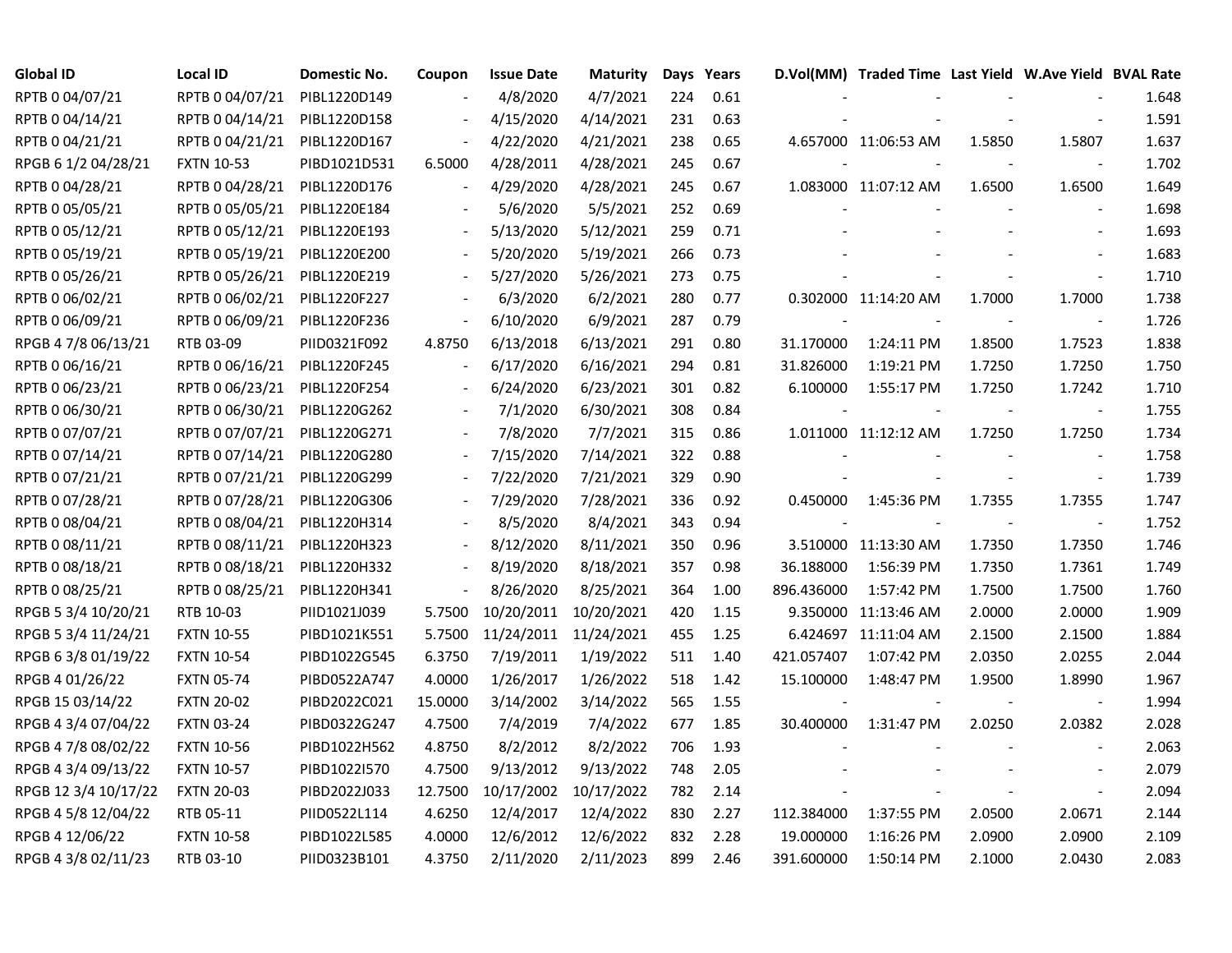| Global ID | Local ID | Domestic No. | Coupon | Issue Date | Maturity | Days | Years | D.Vol(MM) | Traded Time | Last Yield | W.Ave Yield | BVAL Rate |
|---|---|---|---|---|---|---|---|---|---|---|---|---|
| RPTB 0 04/07/21 | RPTB 0 04/07/21 | PIBL1220D149 | - | 4/8/2020 | 4/7/2021 | 224 | 0.61 | - | - | - | - | 1.648 |
| RPTB 0 04/14/21 | RPTB 0 04/14/21 | PIBL1220D158 | - | 4/15/2020 | 4/14/2021 | 231 | 0.63 | - | - | - | - | 1.591 |
| RPTB 0 04/21/21 | RPTB 0 04/21/21 | PIBL1220D167 | - | 4/22/2020 | 4/21/2021 | 238 | 0.65 | 4.657000 | 11:06:53 AM | 1.5850 | 1.5807 | 1.637 |
| RPGB 6 1/2 04/28/21 | FXTN 10-53 | PIBD1021D531 | 6.5000 | 4/28/2011 | 4/28/2021 | 245 | 0.67 | - | - | - | - | 1.702 |
| RPTB 0 04/28/21 | RPTB 0 04/28/21 | PIBL1220D176 | - | 4/29/2020 | 4/28/2021 | 245 | 0.67 | 1.083000 | 11:07:12 AM | 1.6500 | 1.6500 | 1.649 |
| RPTB 0 05/05/21 | RPTB 0 05/05/21 | PIBL1220E184 | - | 5/6/2020 | 5/5/2021 | 252 | 0.69 | - | - | - | - | 1.698 |
| RPTB 0 05/12/21 | RPTB 0 05/12/21 | PIBL1220E193 | - | 5/13/2020 | 5/12/2021 | 259 | 0.71 | - | - | - | - | 1.693 |
| RPTB 0 05/19/21 | RPTB 0 05/19/21 | PIBL1220E200 | - | 5/20/2020 | 5/19/2021 | 266 | 0.73 | - | - | - | - | 1.683 |
| RPTB 0 05/26/21 | RPTB 0 05/26/21 | PIBL1220E219 | - | 5/27/2020 | 5/26/2021 | 273 | 0.75 | - | - | - | - | 1.710 |
| RPTB 0 06/02/21 | RPTB 0 06/02/21 | PIBL1220F227 | - | 6/3/2020 | 6/2/2021 | 280 | 0.77 | 0.302000 | 11:14:20 AM | 1.7000 | 1.7000 | 1.738 |
| RPTB 0 06/09/21 | RPTB 0 06/09/21 | PIBL1220F236 | - | 6/10/2020 | 6/9/2021 | 287 | 0.79 | - | - | - | - | 1.726 |
| RPGB 4 7/8 06/13/21 | RTB 03-09 | PIID0321F092 | 4.8750 | 6/13/2018 | 6/13/2021 | 291 | 0.80 | 31.170000 | 1:24:11 PM | 1.8500 | 1.7523 | 1.838 |
| RPTB 0 06/16/21 | RPTB 0 06/16/21 | PIBL1220F245 | - | 6/17/2020 | 6/16/2021 | 294 | 0.81 | 31.826000 | 1:19:21 PM | 1.7250 | 1.7250 | 1.750 |
| RPTB 0 06/23/21 | RPTB 0 06/23/21 | PIBL1220F254 | - | 6/24/2020 | 6/23/2021 | 301 | 0.82 | 6.100000 | 1:55:17 PM | 1.7250 | 1.7242 | 1.710 |
| RPTB 0 06/30/21 | RPTB 0 06/30/21 | PIBL1220G262 | - | 7/1/2020 | 6/30/2021 | 308 | 0.84 | - | - | - | - | 1.755 |
| RPTB 0 07/07/21 | RPTB 0 07/07/21 | PIBL1220G271 | - | 7/8/2020 | 7/7/2021 | 315 | 0.86 | 1.011000 | 11:12:12 AM | 1.7250 | 1.7250 | 1.734 |
| RPTB 0 07/14/21 | RPTB 0 07/14/21 | PIBL1220G280 | - | 7/15/2020 | 7/14/2021 | 322 | 0.88 | - | - | - | - | 1.758 |
| RPTB 0 07/21/21 | RPTB 0 07/21/21 | PIBL1220G299 | - | 7/22/2020 | 7/21/2021 | 329 | 0.90 | - | - | - | - | 1.739 |
| RPTB 0 07/28/21 | RPTB 0 07/28/21 | PIBL1220G306 | - | 7/29/2020 | 7/28/2021 | 336 | 0.92 | 0.450000 | 1:45:36 PM | 1.7355 | 1.7355 | 1.747 |
| RPTB 0 08/04/21 | RPTB 0 08/04/21 | PIBL1220H314 | - | 8/5/2020 | 8/4/2021 | 343 | 0.94 | - | - | - | - | 1.752 |
| RPTB 0 08/11/21 | RPTB 0 08/11/21 | PIBL1220H323 | - | 8/12/2020 | 8/11/2021 | 350 | 0.96 | 3.510000 | 11:13:30 AM | 1.7350 | 1.7350 | 1.746 |
| RPTB 0 08/18/21 | RPTB 0 08/18/21 | PIBL1220H332 | - | 8/19/2020 | 8/18/2021 | 357 | 0.98 | 36.188000 | 1:56:39 PM | 1.7350 | 1.7361 | 1.749 |
| RPTB 0 08/25/21 | RPTB 0 08/25/21 | PIBL1220H341 | - | 8/26/2020 | 8/25/2021 | 364 | 1.00 | 896.436000 | 1:57:42 PM | 1.7500 | 1.7500 | 1.760 |
| RPGB 5 3/4 10/20/21 | RTB 10-03 | PIID1021J039 | 5.7500 | 10/20/2011 | 10/20/2021 | 420 | 1.15 | 9.350000 | 11:13:46 AM | 2.0000 | 2.0000 | 1.909 |
| RPGB 5 3/4 11/24/21 | FXTN 10-55 | PIBD1021K551 | 5.7500 | 11/24/2011 | 11/24/2021 | 455 | 1.25 | 6.424697 | 11:11:04 AM | 2.1500 | 2.1500 | 1.884 |
| RPGB 6 3/8 01/19/22 | FXTN 10-54 | PIBD1022G545 | 6.3750 | 7/19/2011 | 1/19/2022 | 511 | 1.40 | 421.057407 | 1:07:42 PM | 2.0350 | 2.0255 | 2.044 |
| RPGB 4 01/26/22 | FXTN 05-74 | PIBD0522A747 | 4.0000 | 1/26/2017 | 1/26/2022 | 518 | 1.42 | 15.100000 | 1:48:47 PM | 1.9500 | 1.8990 | 1.967 |
| RPGB 15 03/14/22 | FXTN 20-02 | PIBD2022C021 | 15.0000 | 3/14/2002 | 3/14/2022 | 565 | 1.55 | - | - | - | - | 1.994 |
| RPGB 4 3/4 07/04/22 | FXTN 03-24 | PIBD0322G247 | 4.7500 | 7/4/2019 | 7/4/2022 | 677 | 1.85 | 30.400000 | 1:31:47 PM | 2.0250 | 2.0382 | 2.028 |
| RPGB 4 7/8 08/02/22 | FXTN 10-56 | PIBD1022H562 | 4.8750 | 8/2/2012 | 8/2/2022 | 706 | 1.93 | - | - | - | - | 2.063 |
| RPGB 4 3/4 09/13/22 | FXTN 10-57 | PIBD1022I570 | 4.7500 | 9/13/2012 | 9/13/2022 | 748 | 2.05 | - | - | - | - | 2.079 |
| RPGB 12 3/4 10/17/22 | FXTN 20-03 | PIBD2022J033 | 12.7500 | 10/17/2002 | 10/17/2022 | 782 | 2.14 | - | - | - | - | 2.094 |
| RPGB 4 5/8 12/04/22 | RTB 05-11 | PIID0522L114 | 4.6250 | 12/4/2017 | 12/4/2022 | 830 | 2.27 | 112.384000 | 1:37:55 PM | 2.0500 | 2.0671 | 2.144 |
| RPGB 4 12/06/22 | FXTN 10-58 | PIBD1022L585 | 4.0000 | 12/6/2012 | 12/6/2022 | 832 | 2.28 | 19.000000 | 1:16:26 PM | 2.0900 | 2.0900 | 2.109 |
| RPGB 4 3/8 02/11/23 | RTB 03-10 | PIID0323B101 | 4.3750 | 2/11/2020 | 2/11/2023 | 899 | 2.46 | 391.600000 | 1:50:14 PM | 2.1000 | 2.0430 | 2.083 |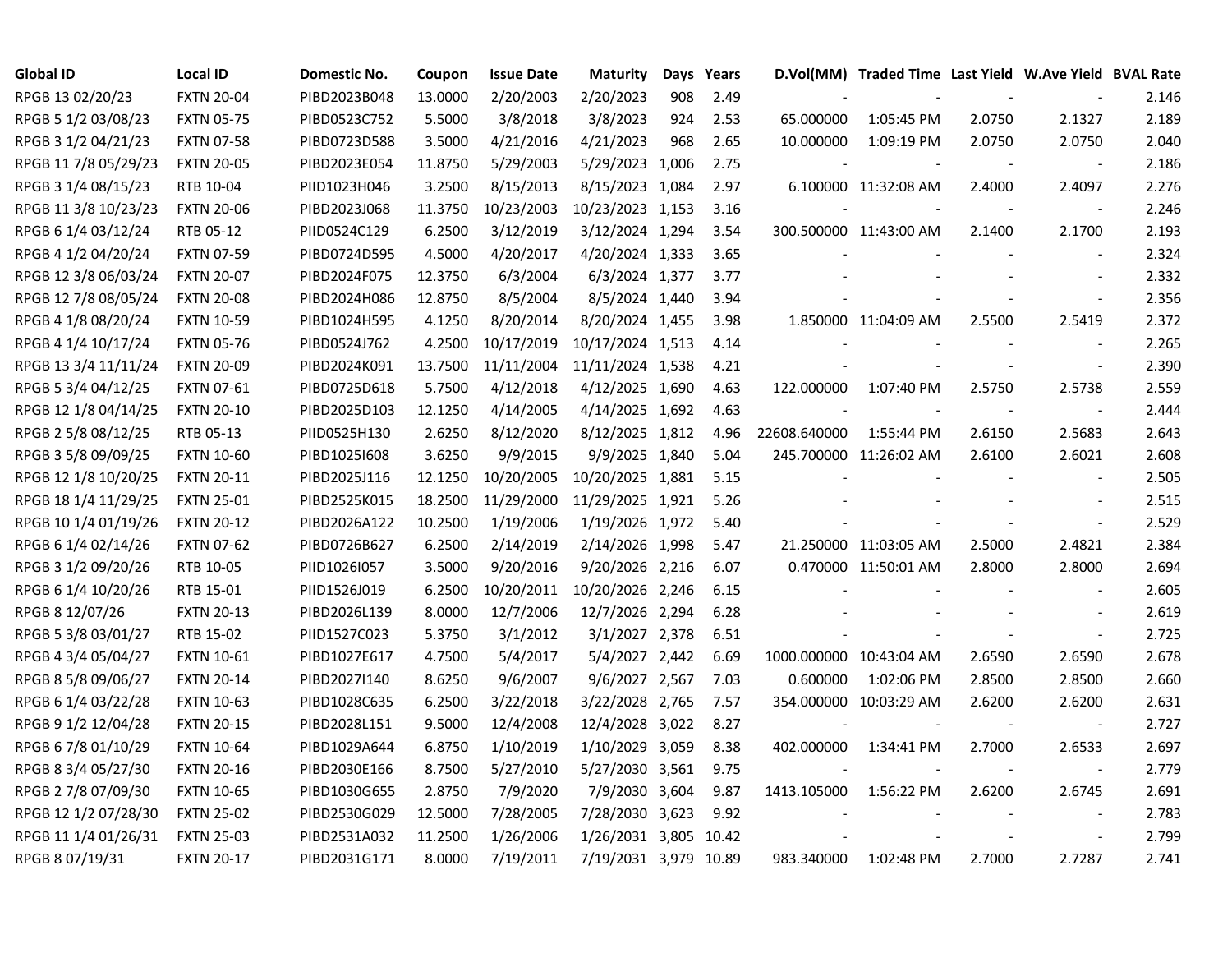| Global ID | Local ID | Domestic No. | Coupon | Issue Date | Maturity | Days | Years | D.Vol(MM) | Traded Time | Last Yield | W.Ave Yield | BVAL Rate |
|---|---|---|---|---|---|---|---|---|---|---|---|---|
| RPGB 13 02/20/23 | FXTN 20-04 | PIBD2023B048 | 13.0000 | 2/20/2003 | 2/20/2023 | 908 | 2.49 | - | - | - | - | 2.146 |
| RPGB 5 1/2 03/08/23 | FXTN 05-75 | PIBD0523C752 | 5.5000 | 3/8/2018 | 3/8/2023 | 924 | 2.53 | 65.000000 | 1:05:45 PM | 2.0750 | 2.1327 | 2.189 |
| RPGB 3 1/2 04/21/23 | FXTN 07-58 | PIBD0723D588 | 3.5000 | 4/21/2016 | 4/21/2023 | 968 | 2.65 | 10.000000 | 1:09:19 PM | 2.0750 | 2.0750 | 2.040 |
| RPGB 11 7/8 05/29/23 | FXTN 20-05 | PIBD2023E054 | 11.8750 | 5/29/2003 | 5/29/2023 | 1,006 | 2.75 | - | - | - | - | 2.186 |
| RPGB 3 1/4 08/15/23 | RTB 10-04 | PIID1023H046 | 3.2500 | 8/15/2013 | 8/15/2023 | 1,084 | 2.97 | 6.100000 | 11:32:08 AM | 2.4000 | 2.4097 | 2.276 |
| RPGB 11 3/8 10/23/23 | FXTN 20-06 | PIBD2023J068 | 11.3750 | 10/23/2003 | 10/23/2023 | 1,153 | 3.16 | - | - | - | - | 2.246 |
| RPGB 6 1/4 03/12/24 | RTB 05-12 | PIID0524C129 | 6.2500 | 3/12/2019 | 3/12/2024 | 1,294 | 3.54 | 300.500000 | 11:43:00 AM | 2.1400 | 2.1700 | 2.193 |
| RPGB 4 1/2 04/20/24 | FXTN 07-59 | PIBD0724D595 | 4.5000 | 4/20/2017 | 4/20/2024 | 1,333 | 3.65 | - | - | - | - | 2.324 |
| RPGB 12 3/8 06/03/24 | FXTN 20-07 | PIBD2024F075 | 12.3750 | 6/3/2004 | 6/3/2024 | 1,377 | 3.77 | - | - | - | - | 2.332 |
| RPGB 12 7/8 08/05/24 | FXTN 20-08 | PIBD2024H086 | 12.8750 | 8/5/2004 | 8/5/2024 | 1,440 | 3.94 | - | - | - | - | 2.356 |
| RPGB 4 1/8 08/20/24 | FXTN 10-59 | PIBD1024H595 | 4.1250 | 8/20/2014 | 8/20/2024 | 1,455 | 3.98 | 1.850000 | 11:04:09 AM | 2.5500 | 2.5419 | 2.372 |
| RPGB 4 1/4 10/17/24 | FXTN 05-76 | PIBD0524J762 | 4.2500 | 10/17/2019 | 10/17/2024 | 1,513 | 4.14 | - | - | - | - | 2.265 |
| RPGB 13 3/4 11/11/24 | FXTN 20-09 | PIBD2024K091 | 13.7500 | 11/11/2004 | 11/11/2024 | 1,538 | 4.21 | - | - | - | - | 2.390 |
| RPGB 5 3/4 04/12/25 | FXTN 07-61 | PIBD0725D618 | 5.7500 | 4/12/2018 | 4/12/2025 | 1,690 | 4.63 | 122.000000 | 1:07:40 PM | 2.5750 | 2.5738 | 2.559 |
| RPGB 12 1/8 04/14/25 | FXTN 20-10 | PIBD2025D103 | 12.1250 | 4/14/2005 | 4/14/2025 | 1,692 | 4.63 | - | - | - | - | 2.444 |
| RPGB 2 5/8 08/12/25 | RTB 05-13 | PIID0525H130 | 2.6250 | 8/12/2020 | 8/12/2025 | 1,812 | 4.96 | 22608.640000 | 1:55:44 PM | 2.6150 | 2.5683 | 2.643 |
| RPGB 3 5/8 09/09/25 | FXTN 10-60 | PIBD1025I608 | 3.6250 | 9/9/2015 | 9/9/2025 | 1,840 | 5.04 | 245.700000 | 11:26:02 AM | 2.6100 | 2.6021 | 2.608 |
| RPGB 12 1/8 10/20/25 | FXTN 20-11 | PIBD2025J116 | 12.1250 | 10/20/2005 | 10/20/2025 | 1,881 | 5.15 | - | - | - | - | 2.505 |
| RPGB 18 1/4 11/29/25 | FXTN 25-01 | PIBD2525K015 | 18.2500 | 11/29/2000 | 11/29/2025 | 1,921 | 5.26 | - | - | - | - | 2.515 |
| RPGB 10 1/4 01/19/26 | FXTN 20-12 | PIBD2026A122 | 10.2500 | 1/19/2006 | 1/19/2026 | 1,972 | 5.40 | - | - | - | - | 2.529 |
| RPGB 6 1/4 02/14/26 | FXTN 07-62 | PIBD0726B627 | 6.2500 | 2/14/2019 | 2/14/2026 | 1,998 | 5.47 | 21.250000 | 11:03:05 AM | 2.5000 | 2.4821 | 2.384 |
| RPGB 3 1/2 09/20/26 | RTB 10-05 | PIID1026I057 | 3.5000 | 9/20/2016 | 9/20/2026 | 2,216 | 6.07 | 0.470000 | 11:50:01 AM | 2.8000 | 2.8000 | 2.694 |
| RPGB 6 1/4 10/20/26 | RTB 15-01 | PIID1526J019 | 6.2500 | 10/20/2011 | 10/20/2026 | 2,246 | 6.15 | - | - | - | - | 2.605 |
| RPGB 8 12/07/26 | FXTN 20-13 | PIBD2026L139 | 8.0000 | 12/7/2006 | 12/7/2026 | 2,294 | 6.28 | - | - | - | - | 2.619 |
| RPGB 5 3/8 03/01/27 | RTB 15-02 | PIID1527C023 | 5.3750 | 3/1/2012 | 3/1/2027 | 2,378 | 6.51 | - | - | - | - | 2.725 |
| RPGB 4 3/4 05/04/27 | FXTN 10-61 | PIBD1027E617 | 4.7500 | 5/4/2017 | 5/4/2027 | 2,442 | 6.69 | 1000.000000 | 10:43:04 AM | 2.6590 | 2.6590 | 2.678 |
| RPGB 8 5/8 09/06/27 | FXTN 20-14 | PIBD2027I140 | 8.6250 | 9/6/2007 | 9/6/2027 | 2,567 | 7.03 | 0.600000 | 1:02:06 PM | 2.8500 | 2.8500 | 2.660 |
| RPGB 6 1/4 03/22/28 | FXTN 10-63 | PIBD1028C635 | 6.2500 | 3/22/2018 | 3/22/2028 | 2,765 | 7.57 | 354.000000 | 10:03:29 AM | 2.6200 | 2.6200 | 2.631 |
| RPGB 9 1/2 12/04/28 | FXTN 20-15 | PIBD2028L151 | 9.5000 | 12/4/2008 | 12/4/2028 | 3,022 | 8.27 | - | - | - | - | 2.727 |
| RPGB 6 7/8 01/10/29 | FXTN 10-64 | PIBD1029A644 | 6.8750 | 1/10/2019 | 1/10/2029 | 3,059 | 8.38 | 402.000000 | 1:34:41 PM | 2.7000 | 2.6533 | 2.697 |
| RPGB 8 3/4 05/27/30 | FXTN 20-16 | PIBD2030E166 | 8.7500 | 5/27/2010 | 5/27/2030 | 3,561 | 9.75 | - | - | - | - | 2.779 |
| RPGB 2 7/8 07/09/30 | FXTN 10-65 | PIBD1030G655 | 2.8750 | 7/9/2020 | 7/9/2030 | 3,604 | 9.87 | 1413.105000 | 1:56:22 PM | 2.6200 | 2.6745 | 2.691 |
| RPGB 12 1/2 07/28/30 | FXTN 25-02 | PIBD2530G029 | 12.5000 | 7/28/2005 | 7/28/2030 | 3,623 | 9.92 | - | - | - | - | 2.783 |
| RPGB 11 1/4 01/26/31 | FXTN 25-03 | PIBD2531A032 | 11.2500 | 1/26/2006 | 1/26/2031 | 3,805 | 10.42 | - | - | - | - | 2.799 |
| RPGB 8 07/19/31 | FXTN 20-17 | PIBD2031G171 | 8.0000 | 7/19/2011 | 7/19/2031 | 3,979 | 10.89 | 983.340000 | 1:02:48 PM | 2.7000 | 2.7287 | 2.741 |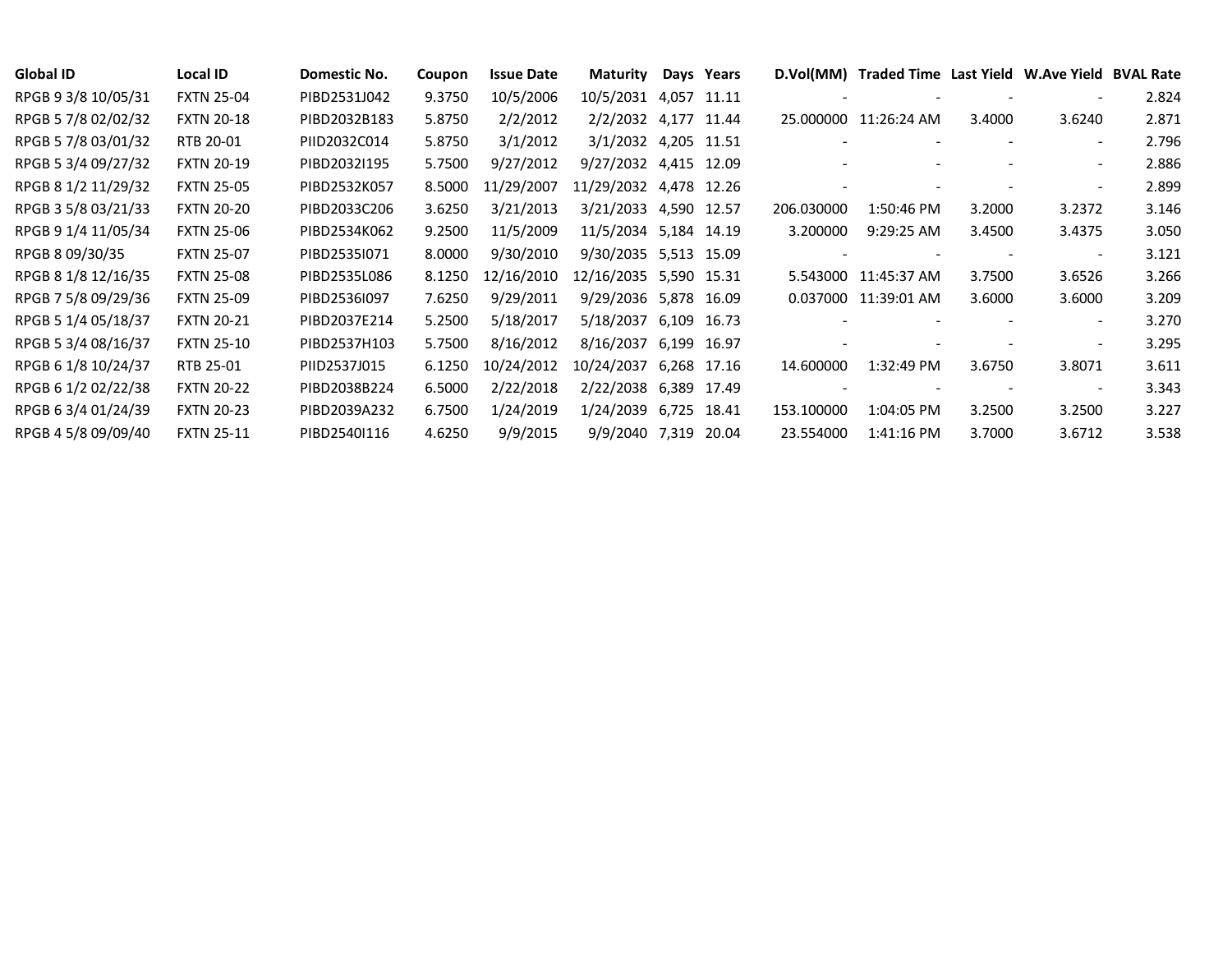| Global ID | Local ID | Domestic No. | Coupon | Issue Date | Maturity | Days | Years | D.Vol(MM) | Traded Time | Last Yield | W.Ave Yield | BVAL Rate |
|---|---|---|---|---|---|---|---|---|---|---|---|---|
| RPGB 9 3/8 10/05/31 | FXTN 25-04 | PIBD2531J042 | 9.3750 | 10/5/2006 | 10/5/2031 | 4,057 | 11.11 | - | - | - | - | 2.824 |
| RPGB 5 7/8 02/02/32 | FXTN 20-18 | PIBD2032B183 | 5.8750 | 2/2/2012 | 2/2/2032 | 4,177 | 11.44 | 25.000000 | 11:26:24 AM | 3.4000 | 3.6240 | 2.871 |
| RPGB 5 7/8 03/01/32 | RTB 20-01 | PIID2032C014 | 5.8750 | 3/1/2012 | 3/1/2032 | 4,205 | 11.51 | - | - | - | - | 2.796 |
| RPGB 5 3/4 09/27/32 | FXTN 20-19 | PIBD2032I195 | 5.7500 | 9/27/2012 | 9/27/2032 | 4,415 | 12.09 | - | - | - | - | 2.886 |
| RPGB 8 1/2 11/29/32 | FXTN 25-05 | PIBD2532K057 | 8.5000 | 11/29/2007 | 11/29/2032 | 4,478 | 12.26 | - | - | - | - | 2.899 |
| RPGB 3 5/8 03/21/33 | FXTN 20-20 | PIBD2033C206 | 3.6250 | 3/21/2013 | 3/21/2033 | 4,590 | 12.57 | 206.030000 | 1:50:46 PM | 3.2000 | 3.2372 | 3.146 |
| RPGB 9 1/4 11/05/34 | FXTN 25-06 | PIBD2534K062 | 9.2500 | 11/5/2009 | 11/5/2034 | 5,184 | 14.19 | 3.200000 | 9:29:25 AM | 3.4500 | 3.4375 | 3.050 |
| RPGB 8 09/30/35 | FXTN 25-07 | PIBD2535I071 | 8.0000 | 9/30/2010 | 9/30/2035 | 5,513 | 15.09 | - | - | - | - | 3.121 |
| RPGB 8 1/8 12/16/35 | FXTN 25-08 | PIBD2535L086 | 8.1250 | 12/16/2010 | 12/16/2035 | 5,590 | 15.31 | 5.543000 | 11:45:37 AM | 3.7500 | 3.6526 | 3.266 |
| RPGB 7 5/8 09/29/36 | FXTN 25-09 | PIBD2536I097 | 7.6250 | 9/29/2011 | 9/29/2036 | 5,878 | 16.09 | 0.037000 | 11:39:01 AM | 3.6000 | 3.6000 | 3.209 |
| RPGB 5 1/4 05/18/37 | FXTN 20-21 | PIBD2037E214 | 5.2500 | 5/18/2017 | 5/18/2037 | 6,109 | 16.73 | - | - | - | - | 3.270 |
| RPGB 5 3/4 08/16/37 | FXTN 25-10 | PIBD2537H103 | 5.7500 | 8/16/2012 | 8/16/2037 | 6,199 | 16.97 | - | - | - | - | 3.295 |
| RPGB 6 1/8 10/24/37 | RTB 25-01 | PIID2537J015 | 6.1250 | 10/24/2012 | 10/24/2037 | 6,268 | 17.16 | 14.600000 | 1:32:49 PM | 3.6750 | 3.8071 | 3.611 |
| RPGB 6 1/2 02/22/38 | FXTN 20-22 | PIBD2038B224 | 6.5000 | 2/22/2018 | 2/22/2038 | 6,389 | 17.49 | - | - | - | - | 3.343 |
| RPGB 6 3/4 01/24/39 | FXTN 20-23 | PIBD2039A232 | 6.7500 | 1/24/2019 | 1/24/2039 | 6,725 | 18.41 | 153.100000 | 1:04:05 PM | 3.2500 | 3.2500 | 3.227 |
| RPGB 4 5/8 09/09/40 | FXTN 25-11 | PIBD2540I116 | 4.6250 | 9/9/2015 | 9/9/2040 | 7,319 | 20.04 | 23.554000 | 1:41:16 PM | 3.7000 | 3.6712 | 3.538 |